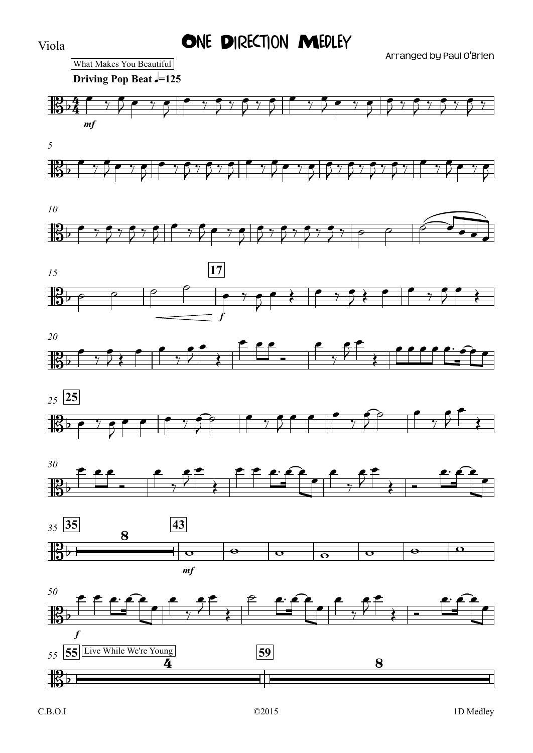Viola

# One Direction Medley

Arranged by Paul O'Brien

What Makes You Beautiful

**Driving Pop Beat** ♩=125

*mf*

5

10

15

17

*f*

20

25

30

35

8

43

*mf*

50

*f*

55

Live While We're Young

4

59

8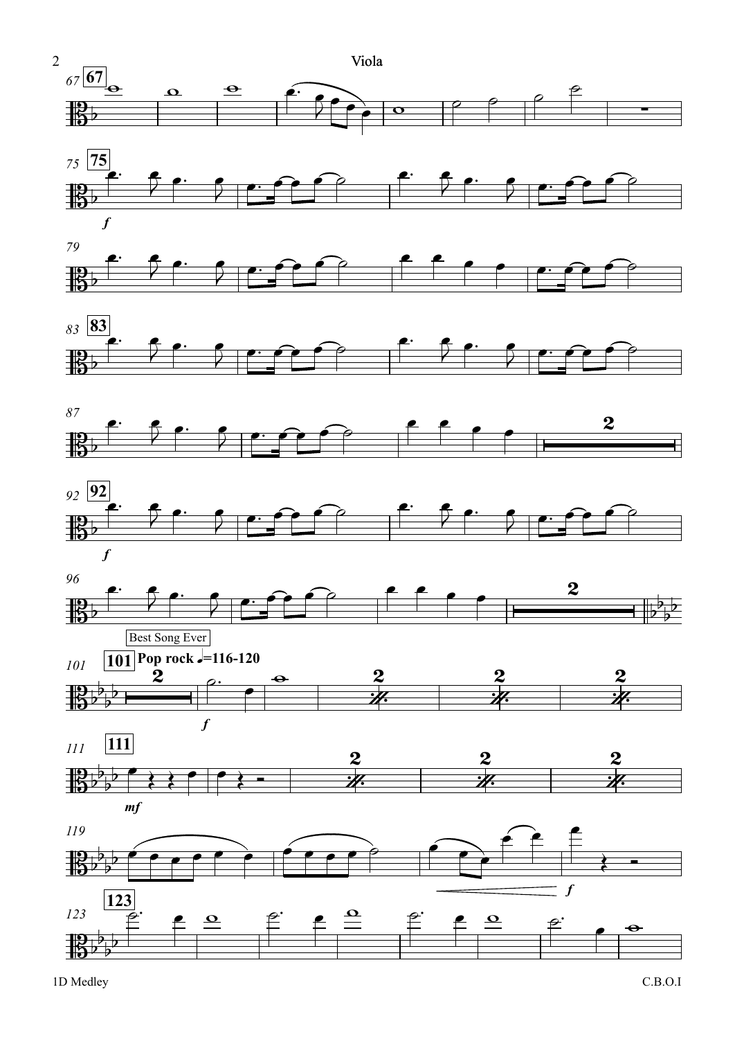Viola

Best Song Ever

**Pop rock** ♩=116-120